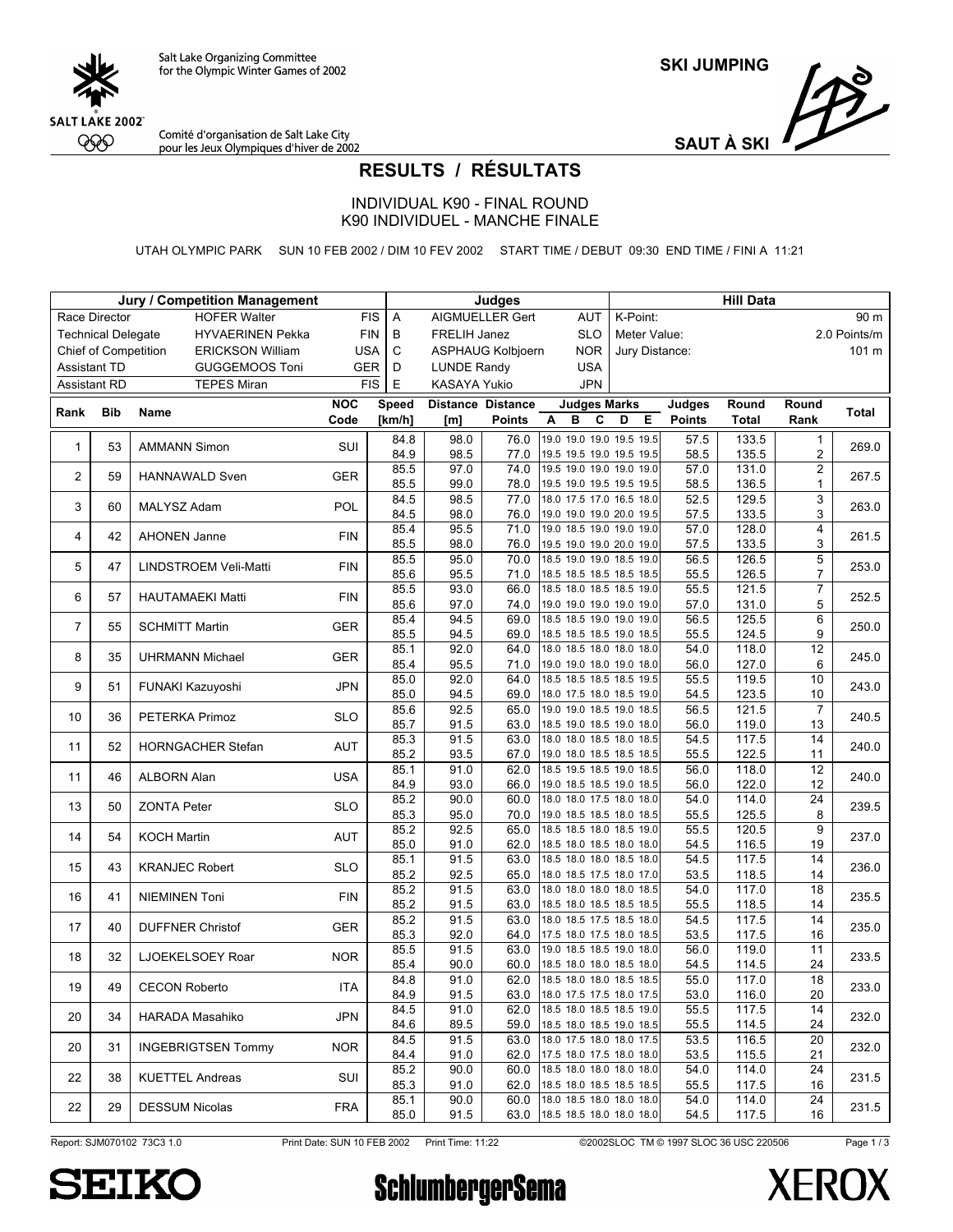Salt Lake Organizing Committee for the Olympic Winter Games of 2002

Comité d'organisation de Salt Lake City pour les Jeux Olympiques d'hiver de 2002

**SKI JUMPING**

**SAUT À SKI**

# RESULTS / RÉSULTATS

INDIVIDUAL K90 - FINAL ROUND
K90 INDIVIDUEL - MANCHE FINALE

UTAH OLYMPIC PARK SUN 10 FEB 2002 / DIM 10 FEV 2002 START TIME / DEBUT 09:30 END TIME / FINI A 11:21

| Jury / Competition Management | | | Judges | | | Hill Data | |
|---|---|---|---|---|---|---|---|
| Race Director | HOFER Walter | FIS | A | AIGMUELLER Gert | AUT | K-Point: | 90 m |
| Technical Delegate | HYVAERINEN Pekka | FIN | B | FRELIH Janez | SLO | Meter Value: | 2.0 Points/m |
| Chief of Competition | ERICKSON William | USA | C | ASPHAUG Kolbjoern | NOR | Jury Distance: | 101 m |
| Assistant TD | GUGGEMOOS Toni | GER | D | LUNDE Randy | USA | | |
| Assistant RD | TEPES Miran | FIS | E | KASAYA Yukio | JPN | | |

| Rank | Bib | Name | NOC Code | Speed [km/h] | Distance [m] | Distance Points | Judges Marks A B C D E | Judges Points | Round Total | Round Rank | Total |
|---|---|---|---|---|---|---|---|---|---|---|---|
| 1 | 53 | AMMANN Simon | SUI | 84.8 | 98.0 | 76.0 | 19.0 19.0 19.0 19.5 19.5 | 57.5 | 133.5 | 1 | 269.0 |
| | | | | 84.9 | 98.5 | 77.0 | 19.5 19.5 19.0 19.5 19.5 | 58.5 | 135.5 | 2 | |
| 2 | 59 | HANNAWALD Sven | GER | 85.5 | 97.0 | 74.0 | 19.5 19.0 19.0 19.0 19.0 | 57.0 | 131.0 | 2 | 267.5 |
| | | | | 85.5 | 99.0 | 78.0 | 19.5 19.0 19.5 19.5 19.5 | 58.5 | 136.5 | 1 | |
| 3 | 60 | MALYSZ Adam | POL | 84.5 | 98.5 | 77.0 | 18.0 17.5 17.0 16.5 18.0 | 52.5 | 129.5 | 3 | 263.0 |
| | | | | 84.5 | 98.0 | 76.0 | 19.0 19.0 19.0 20.0 19.5 | 57.5 | 133.5 | 3 | |
| 4 | 42 | AHONEN Janne | FIN | 85.4 | 95.5 | 71.0 | 19.0 18.5 19.0 19.0 19.0 | 57.0 | 128.0 | 4 | 261.5 |
| | | | | 85.5 | 98.0 | 76.0 | 19.5 19.0 19.0 20.0 19.0 | 57.5 | 133.5 | 3 | |
| 5 | 47 | LINDSTROEM Veli-Matti | FIN | 85.5 | 95.0 | 70.0 | 18.5 19.0 19.0 18.5 19.0 | 56.5 | 126.5 | 5 | 253.0 |
| | | | | 85.6 | 95.5 | 71.0 | 18.5 18.5 18.5 18.5 18.5 | 55.5 | 126.5 | 7 | |
| 6 | 57 | HAUTAMAEKI Matti | FIN | 85.5 | 93.0 | 66.0 | 18.5 18.0 18.5 18.5 19.0 | 55.5 | 121.5 | 7 | 252.5 |
| | | | | 85.6 | 97.0 | 74.0 | 19.0 19.0 19.0 19.0 19.0 | 57.0 | 131.0 | 5 | |
| 7 | 55 | SCHMITT Martin | GER | 85.4 | 94.5 | 69.0 | 18.5 18.5 19.0 19.0 19.0 | 56.5 | 125.5 | 6 | 250.0 |
| | | | | 85.5 | 94.5 | 69.0 | 18.5 18.5 18.5 19.0 18.5 | 55.5 | 124.5 | 9 | |
| 8 | 35 | UHRMANN Michael | GER | 85.1 | 92.0 | 64.0 | 18.0 18.5 18.0 18.0 18.0 | 54.0 | 118.0 | 12 | 245.0 |
| | | | | 85.4 | 95.5 | 71.0 | 19.0 19.0 18.0 19.0 18.0 | 56.0 | 127.0 | 6 | |
| 9 | 51 | FUNAKI Kazuyoshi | JPN | 85.0 | 92.0 | 64.0 | 18.5 18.5 18.5 18.5 19.5 | 55.5 | 119.5 | 10 | 243.0 |
| | | | | 85.0 | 94.5 | 69.0 | 18.0 17.5 18.0 18.5 19.0 | 54.5 | 123.5 | 10 | |
| 10 | 36 | PETERKA Primoz | SLO | 85.6 | 92.5 | 65.0 | 19.0 19.0 18.5 19.0 18.5 | 56.5 | 121.5 | 7 | 240.5 |
| | | | | 85.7 | 91.5 | 63.0 | 18.5 19.0 18.5 19.0 18.0 | 56.0 | 119.0 | 13 | |
| 11 | 52 | HORNGACHER Stefan | AUT | 85.3 | 91.5 | 63.0 | 18.0 18.0 18.5 18.0 18.5 | 54.5 | 117.5 | 14 | 240.0 |
| | | | | 85.2 | 93.5 | 67.0 | 19.0 18.0 18.5 18.5 18.5 | 55.5 | 122.5 | 11 | |
| 11 | 46 | ALBORN Alan | USA | 85.1 | 91.0 | 62.0 | 18.5 19.5 18.5 19.0 18.5 | 56.0 | 118.0 | 12 | 240.0 |
| | | | | 84.9 | 93.0 | 66.0 | 19.0 18.5 18.5 19.0 18.5 | 56.0 | 122.0 | 12 | |
| 13 | 50 | ZONTA Peter | SLO | 85.2 | 90.0 | 60.0 | 18.0 18.0 17.5 18.0 18.0 | 54.0 | 114.0 | 24 | 239.5 |
| | | | | 85.3 | 95.0 | 70.0 | 19.0 18.5 18.5 18.0 18.5 | 55.5 | 125.5 | 8 | |
| 14 | 54 | KOCH Martin | AUT | 85.2 | 92.5 | 65.0 | 18.5 18.5 18.0 18.5 19.0 | 55.5 | 120.5 | 9 | 237.0 |
| | | | | 85.0 | 91.0 | 62.0 | 18.5 18.0 18.5 18.0 18.0 | 54.5 | 116.5 | 19 | |
| 15 | 43 | KRANJEC Robert | SLO | 85.1 | 91.5 | 63.0 | 18.5 18.0 18.0 18.5 18.0 | 54.5 | 117.5 | 14 | 236.0 |
| | | | | 85.2 | 92.5 | 65.0 | 18.0 18.5 17.5 18.0 17.0 | 53.5 | 118.5 | 14 | |
| 16 | 41 | NIEMINEN Toni | FIN | 85.2 | 91.5 | 63.0 | 18.0 18.0 18.0 18.0 18.5 | 54.0 | 117.0 | 18 | 235.5 |
| | | | | 85.2 | 91.5 | 63.0 | 18.5 18.0 18.5 18.5 18.5 | 55.5 | 118.5 | 14 | |
| 17 | 40 | DUFFNER Christof | GER | 85.2 | 91.5 | 63.0 | 18.0 18.5 17.5 18.5 18.0 | 54.5 | 117.5 | 14 | 235.0 |
| | | | | 85.3 | 92.0 | 64.0 | 17.5 18.0 17.5 18.0 18.5 | 53.5 | 117.5 | 16 | |
| 18 | 32 | LJOEKELSOEY Roar | NOR | 85.5 | 91.5 | 63.0 | 19.0 18.5 18.5 19.0 18.0 | 56.0 | 119.0 | 11 | 233.5 |
| | | | | 85.4 | 90.0 | 60.0 | 18.5 18.0 18.0 18.5 18.0 | 54.5 | 114.5 | 24 | |
| 19 | 49 | CECON Roberto | ITA | 84.8 | 91.0 | 62.0 | 18.5 18.0 18.0 18.5 18.5 | 55.0 | 117.0 | 18 | 233.0 |
| | | | | 84.9 | 91.5 | 63.0 | 18.0 17.5 17.5 18.0 17.5 | 53.0 | 116.0 | 20 | |
| 20 | 34 | HARADA Masahiko | JPN | 84.5 | 91.0 | 62.0 | 18.5 18.0 18.5 18.5 19.0 | 55.5 | 117.5 | 14 | 232.0 |
| | | | | 84.6 | 89.5 | 59.0 | 18.5 18.0 18.5 19.0 18.5 | 55.5 | 114.5 | 24 | |
| 20 | 31 | INGEBRIGTSEN Tommy | NOR | 84.5 | 91.5 | 63.0 | 18.0 17.5 18.0 18.0 17.5 | 53.5 | 116.5 | 20 | 232.0 |
| | | | | 84.4 | 91.0 | 62.0 | 17.5 18.0 17.5 18.0 18.0 | 53.5 | 115.5 | 21 | |
| 22 | 38 | KUETTEL Andreas | SUI | 85.2 | 90.0 | 60.0 | 18.5 18.0 18.0 18.0 18.0 | 54.0 | 114.0 | 24 | 231.5 |
| | | | | 85.3 | 91.0 | 62.0 | 18.5 18.0 18.5 18.5 18.5 | 55.5 | 117.5 | 16 | |
| 22 | 29 | DESSUM Nicolas | FRA | 85.1 | 90.0 | 60.0 | 18.0 18.5 18.0 18.0 18.0 | 54.0 | 114.0 | 24 | 231.5 |
| | | | | 85.0 | 91.5 | 63.0 | 18.5 18.5 18.0 18.0 18.0 | 54.5 | 117.5 | 16 | |

Report: SJM070102 73C3 1.0 Print Date: SUN 10 FEB 2002 Print Time: 11:22 ©2002SLOC TM © 1997 SLOC 36 USC 220506

SEIKO SchlumbergerSema XEROX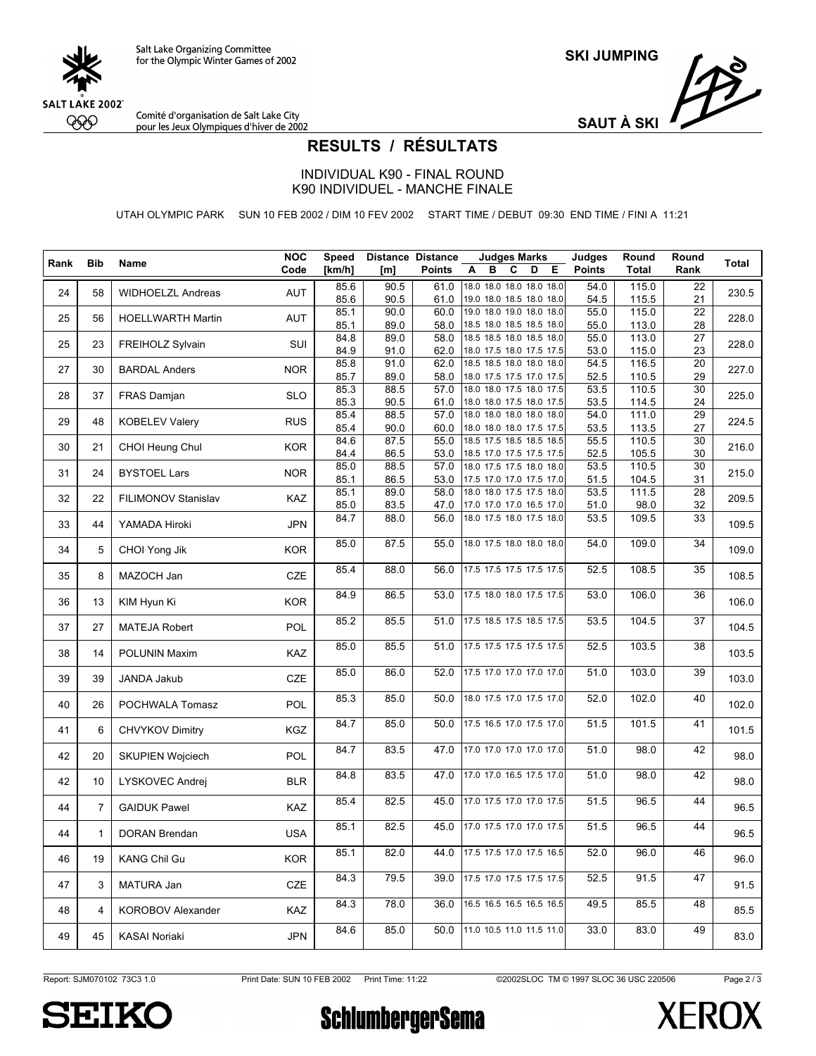# RESULTS / RÉSULTATS

INDIVIDUAL K90 - FINAL ROUND
K90 INDIVIDUEL - MANCHE FINALE

UTAH OLYMPIC PARK SUN 10 FEB 2002 / DIM 10 FEV 2002 START TIME / DEBUT 09:30 END TIME / FINI A 11:21

| Rank | Bib | Name | NOC Code | Speed [km/h] | Distance [m] | Distance Points | Judges Marks A B C D E | Judges Points | Round Total | Round Rank | Total |
|---|---|---|---|---|---|---|---|---|---|---|---|
| 24 | 58 | WIDHOELZL Andreas | AUT | 85.6 | 90.5 | 61.0 | 18.0 18.0 18.0 18.0 18.0 | 54.0 | 115.0 | 22 | 230.5 |
| | | | | 85.6 | 90.5 | 61.0 | 19.0 18.0 18.5 18.0 18.0 | 54.5 | 115.5 | 21 | |
| 25 | 56 | HOELLWARTH Martin | AUT | 85.1 | 90.0 | 60.0 | 19.0 18.0 19.0 18.0 18.0 | 55.0 | 115.0 | 22 | 228.0 |
| | | | | 85.1 | 89.0 | 58.0 | 18.5 18.0 18.5 18.5 18.0 | 55.0 | 113.0 | 28 | |
| 25 | 23 | FREIHOLZ Sylvain | SUI | 84.8 | 89.0 | 58.0 | 18.5 18.5 18.0 18.5 18.0 | 55.0 | 113.0 | 27 | 228.0 |
| | | | | 84.9 | 91.0 | 62.0 | 18.0 17.5 18.0 17.5 17.5 | 53.0 | 115.0 | 23 | |
| 27 | 30 | BARDAL Anders | NOR | 85.8 | 91.0 | 62.0 | 18.5 18.5 18.0 18.0 18.0 | 54.5 | 116.5 | 20 | 227.0 |
| | | | | 85.7 | 89.0 | 58.0 | 18.0 17.5 17.5 17.0 17.5 | 52.5 | 110.5 | 29 | |
| 28 | 37 | FRAS Damjan | SLO | 85.3 | 88.5 | 57.0 | 18.0 18.0 17.5 18.0 17.5 | 53.5 | 110.5 | 30 | 225.0 |
| | | | | 85.3 | 90.5 | 61.0 | 18.0 18.0 17.5 18.0 17.5 | 53.5 | 114.5 | 24 | |
| 29 | 48 | KOBELEV Valery | RUS | 85.4 | 88.5 | 57.0 | 18.0 18.0 18.0 18.0 18.0 | 54.0 | 111.0 | 29 | 224.5 |
| | | | | 85.4 | 90.0 | 60.0 | 18.0 18.0 18.0 17.5 17.5 | 53.5 | 113.5 | 27 | |
| 30 | 21 | CHOI Heung Chul | KOR | 84.6 | 87.5 | 55.0 | 18.5 17.5 18.5 18.5 18.5 | 55.5 | 110.5 | 30 | 216.0 |
| | | | | 84.4 | 86.5 | 53.0 | 18.5 17.0 17.5 17.5 17.5 | 52.5 | 105.5 | 30 | |
| 31 | 24 | BYSTOEL Lars | NOR | 85.0 | 88.5 | 57.0 | 18.0 17.5 17.5 18.0 18.0 | 53.5 | 110.5 | 30 | 215.0 |
| | | | | 85.1 | 86.5 | 53.0 | 17.5 17.0 17.0 17.5 17.0 | 51.5 | 104.5 | 31 | |
| 32 | 22 | FILIMONOV Stanislav | KAZ | 85.1 | 89.0 | 58.0 | 18.0 18.0 17.5 17.5 18.0 | 53.5 | 111.5 | 28 | 209.5 |
| | | | | 85.0 | 83.5 | 47.0 | 17.0 17.0 17.0 16.5 17.0 | 51.0 | 98.0 | 32 | |
| 33 | 44 | YAMADA Hiroki | JPN | 84.7 | 88.0 | 56.0 | 18.0 17.5 18.0 17.5 18.0 | 53.5 | 109.5 | 33 | 109.5 |
| 34 | 5 | CHOI Yong Jik | KOR | 85.0 | 87.5 | 55.0 | 18.0 17.5 18.0 18.0 18.0 | 54.0 | 109.0 | 34 | 109.0 |
| 35 | 8 | MAZOCH Jan | CZE | 85.4 | 88.0 | 56.0 | 17.5 17.5 17.5 17.5 17.5 | 52.5 | 108.5 | 35 | 108.5 |
| 36 | 13 | KIM Hyun Ki | KOR | 84.9 | 86.5 | 53.0 | 17.5 18.0 18.0 17.5 17.5 | 53.0 | 106.0 | 36 | 106.0 |
| 37 | 27 | MATEJA Robert | POL | 85.2 | 85.5 | 51.0 | 17.5 18.5 17.5 18.5 17.5 | 53.5 | 104.5 | 37 | 104.5 |
| 38 | 14 | POLUNIN Maxim | KAZ | 85.0 | 85.5 | 51.0 | 17.5 17.5 17.5 17.5 17.5 | 52.5 | 103.5 | 38 | 103.5 |
| 39 | 39 | JANDA Jakub | CZE | 85.0 | 86.0 | 52.0 | 17.5 17.0 17.0 17.0 17.0 | 51.0 | 103.0 | 39 | 103.0 |
| 40 | 26 | POCHWALA Tomasz | POL | 85.3 | 85.0 | 50.0 | 18.0 17.5 17.0 17.5 17.0 | 52.0 | 102.0 | 40 | 102.0 |
| 41 | 6 | CHVYKOV Dimitry | KGZ | 84.7 | 85.0 | 50.0 | 17.5 16.5 17.0 17.5 17.0 | 51.5 | 101.5 | 41 | 101.5 |
| 42 | 20 | SKUPIEN Wojciech | POL | 84.7 | 83.5 | 47.0 | 17.0 17.0 17.0 17.0 17.0 | 51.0 | 98.0 | 42 | 98.0 |
| 42 | 10 | LYSKOVEC Andrej | BLR | 84.8 | 83.5 | 47.0 | 17.0 17.0 16.5 17.5 17.0 | 51.0 | 98.0 | 42 | 98.0 |
| 44 | 7 | GAIDUK Pawel | KAZ | 85.4 | 82.5 | 45.0 | 17.0 17.5 17.0 17.0 17.5 | 51.5 | 96.5 | 44 | 96.5 |
| 44 | 1 | DORAN Brendan | USA | 85.1 | 82.5 | 45.0 | 17.0 17.5 17.0 17.0 17.5 | 51.5 | 96.5 | 44 | 96.5 |
| 46 | 19 | KANG Chil Gu | KOR | 85.1 | 82.0 | 44.0 | 17.5 17.5 17.0 17.5 16.5 | 52.0 | 96.0 | 46 | 96.0 |
| 47 | 3 | MATURA Jan | CZE | 84.3 | 79.5 | 39.0 | 17.5 17.0 17.5 17.5 17.5 | 52.5 | 91.5 | 47 | 91.5 |
| 48 | 4 | KOROBOV Alexander | KAZ | 84.3 | 78.0 | 36.0 | 16.5 16.5 16.5 16.5 16.5 | 49.5 | 85.5 | 48 | 85.5 |
| 49 | 45 | KASAI Noriaki | JPN | 84.6 | 85.0 | 50.0 | 11.0 10.5 11.0 11.5 11.0 | 33.0 | 83.0 | 49 | 83.0 |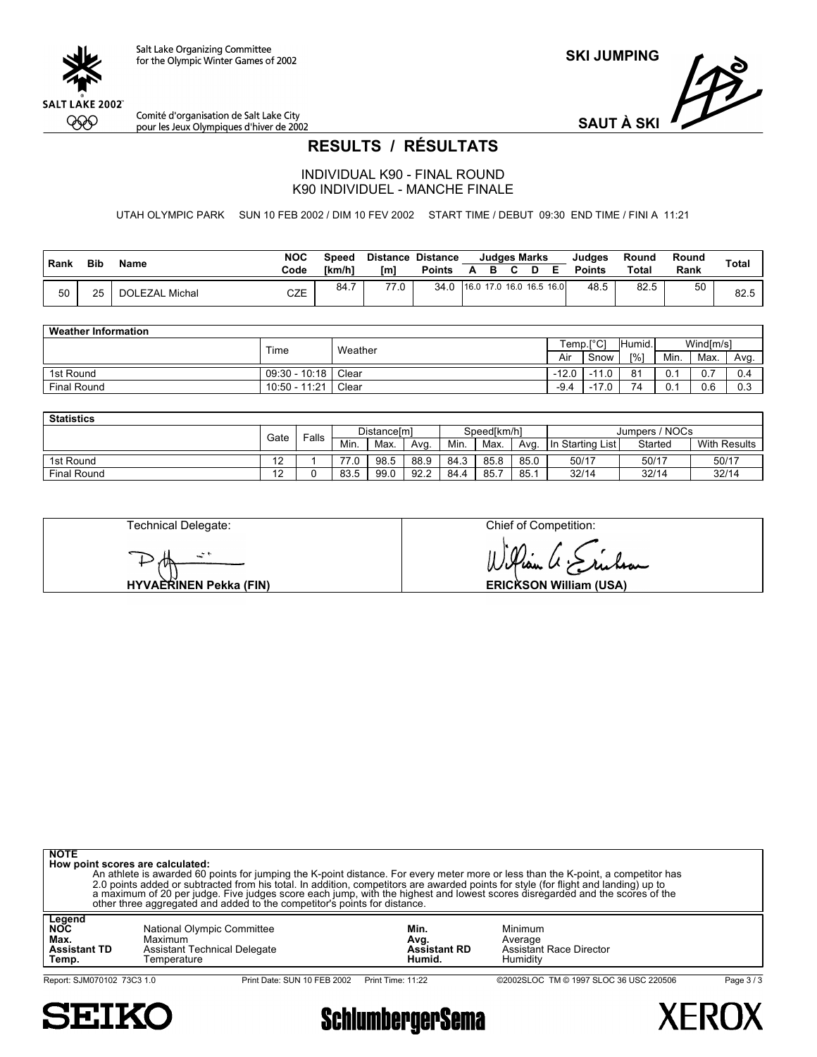Salt Lake Organizing Committee for the Olympic Winter Games of 2002

Comité d'organisation de Salt Lake City pour les Jeux Olympiques d'hiver de 2002

**SKI JUMPING**

**SAUT À SKI**

# RESULTS / RÉSULTATS

INDIVIDUAL K90 - FINAL ROUND
K90 INDIVIDUEL - MANCHE FINALE

UTAH OLYMPIC PARK SUN 10 FEB 2002 / DIM 10 FEV 2002 START TIME / DEBUT 09:30 END TIME / FINI A 11:21

| Rank | Bib | Name | NOC Code | Speed [km/h] | Distance [m] | Distance Points | Judges Marks A | B | C | D | E | Judges Points | Round Total | Round Rank | Total |
|---|---|---|---|---|---|---|---|---|---|---|---|---|---|---|---|
| 50 | 25 | DOLEZAL Michal | CZE | 84.7 | 77.0 | 34.0 | 16.0 | 17.0 | 16.0 | 16.5 | 16.0 | 48.5 | 82.5 | 50 | 82.5 |

| Weather Information | Time | Weather | Temp.[°C] Air | Snow | Humid. [%] | Wind[m/s] Min. | Max. | Avg. |
|---|---|---|---|---|---|---|---|---|
| 1st Round | 09:30 - 10:18 | Clear | -12.0 | -11.0 | 81 | 0.1 | 0.7 | 0.4 |
| Final Round | 10:50 - 11:21 | Clear | -9.4 | -17.0 | 74 | 0.1 | 0.6 | 0.3 |

| Statistics | Gate | Falls | Distance[m] Min. | Max. | Avg. | Speed[km/h] Min. | Max. | Avg. | Jumpers / NOCs In Starting List | Started | With Results |
|---|---|---|---|---|---|---|---|---|---|---|---|
| 1st Round | 12 | 1 | 77.0 | 98.5 | 88.9 | 84.3 | 85.8 | 85.0 | 50/17 | 50/17 | 50/17 |
| Final Round | 12 | 0 | 83.5 | 99.0 | 92.2 | 84.4 | 85.7 | 85.1 | 32/14 | 32/14 | 32/14 |

| Technical Delegate: | Chief of Competition: |
|---|---|
| **HYVAERINEN Pekka (FIN)** | **ERICKSON William (USA)** |

**NOTE**

**How point scores are calculated:**

An athlete is awarded 60 points for jumping the K-point distance. For every meter more or less than the K-point, a competitor has 2.0 points added or subtracted from his total. In addition, competitors are awarded points for style (for flight and landing) up to a maximum of 20 per judge. Five judges score each jump, with the highest and lowest scores disregarded and the scores of the other three aggregated and added to the competitor's points for distance.

**Legend**

| | | | |
|---|---|---|---|
| **NOC** | National Olympic Committee | **Min.** | Minimum |
| **Max.** | Maximum | **Avg.** | Average |
| **Assistant TD** | Assistant Technical Delegate | **Assistant RD** | Assistant Race Director |
| **Temp.** | Temperature | **Humid.** | Humidity |

Report: SJM070102 73C3 1.0 Print Date: SUN 10 FEB 2002 Print Time: 11:22 ©2002SLOC TM © 1997 SLOC 36 USC 220506

SEIKO SchlumbergerSema XEROX